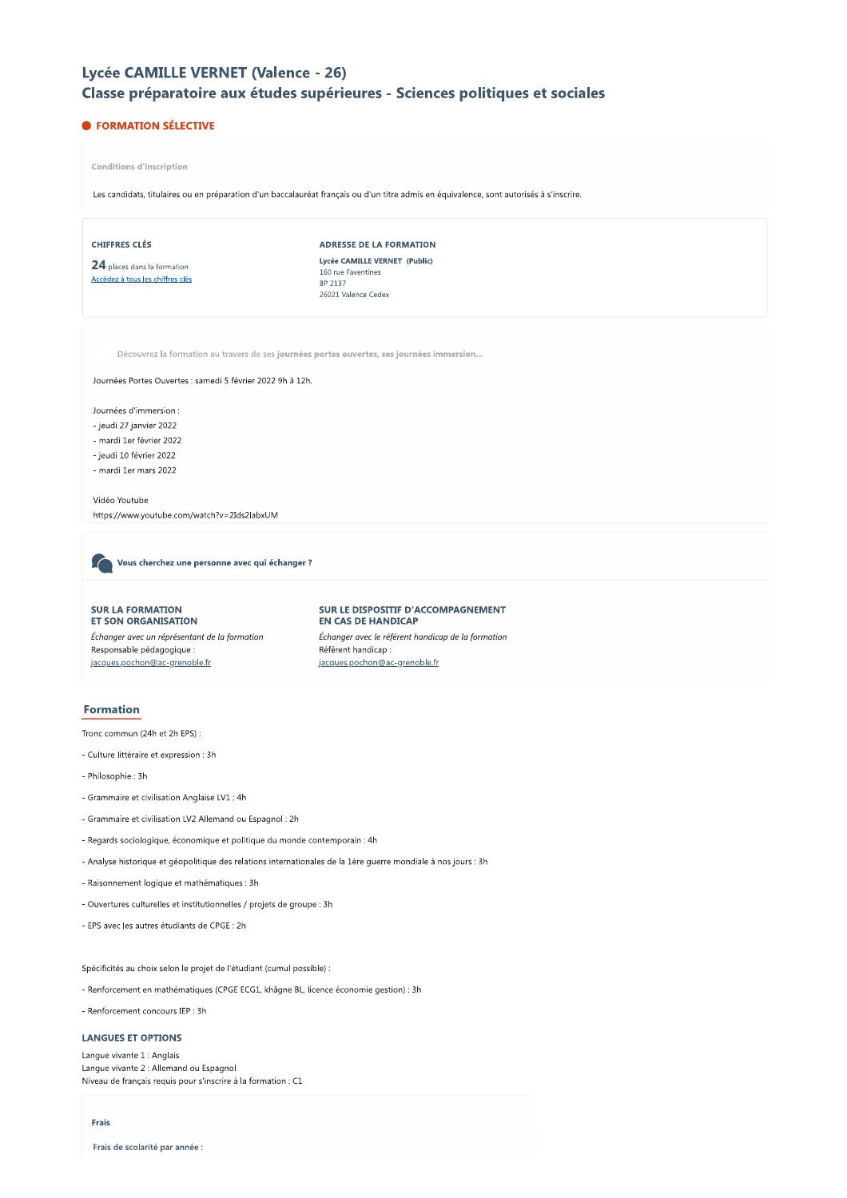# Lycée CAMILLE VERNET (Valence - 26)
## Classe préparatoire aux études supérieures - Sciences politiques et sociales

**FORMATION SÉLECTIVE**

**Conditions d'inscription**

Les candidats, titulaires ou en préparation d'un baccalauréat français ou d'un titre admis en équivalence, sont autorisés à s'inscrire.

**CHIFFRES CLÉS**

**24** places dans la formation

Accédez à tous les chiffres clés

**ADRESSE DE LA FORMATION**

**Lycée CAMILLE VERNET (Public)**
160 rue Faventines
BP 2137
26021 Valence Cedex

Découvrez la formation au travers de ses **journées portes ouvertes, ses journées immersion...**

Journées Portes Ouvertes : samedi 5 février 2022 9h à 12h.

Journées d'immersion :
- jeudi 27 janvier 2022
- mardi 1er février 2022
- jeudi 10 février 2022
- mardi 1er mars 2022

Vidéo Youtube
https://www.youtube.com/watch?v=2Ids2labxUM

**Vous cherchez une personne avec qui échanger ?**

**SUR LA FORMATION ET SON ORGANISATION**

*Échanger avec un représentant de la formation*
Responsable pédagogique :
jacques.pochon@ac-grenoble.fr

**SUR LE DISPOSITIF D'ACCOMPAGNEMENT EN CAS DE HANDICAP**

*Échanger avec le référent handicap de la formation*
Référent handicap :
jacques.pochon@ac-grenoble.fr

## Formation

Tronc commun (24h et 2h EPS) :

- Culture littéraire et expression : 3h
- Philosophie : 3h
- Grammaire et civilisation Anglaise LV1 : 4h
- Grammaire et civilisation LV2 Allemand ou Espagnol : 2h
- Regards sociologique, économique et politique du monde contemporain : 4h
- Analyse historique et géopolitique des relations internationales de la 1ère guerre mondiale à nos jours : 3h
- Raisonnement logique et mathématiques : 3h
- Ouvertures culturelles et institutionnelles / projets de groupe : 3h
- EPS avec les autres étudiants de CPGE : 2h

Spécificités au choix selon le projet de l'étudiant (cumul possible) :

- Renforcement en mathématiques (CPGE ECG1, khâgne BL, licence économie gestion) : 3h
- Renforcement concours IEP : 3h

### LANGUES ET OPTIONS

Langue vivante 1 : Anglais
Langue vivante 2 : Allemand ou Espagnol
Niveau de français requis pour s'inscrire à la formation : C1

**Frais**

**Frais de scolarité par année :**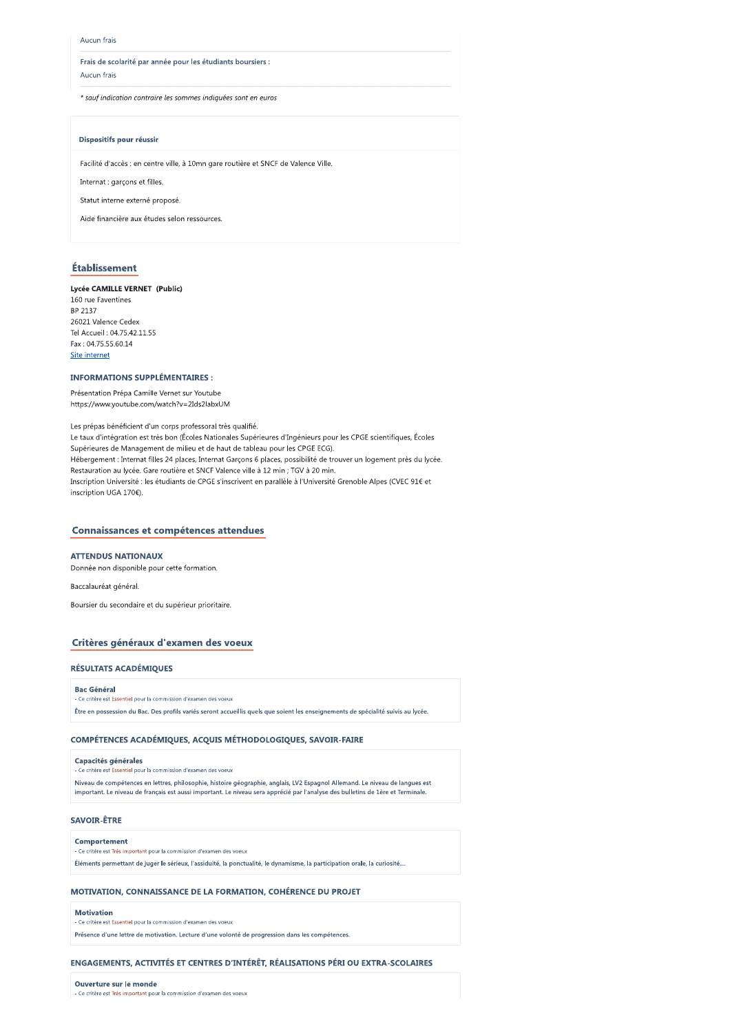Aucun frais

Frais de scolarité par année pour les étudiants boursiers :

Aucun frais

*\* sauf indication contraire les sommes indiquées sont en euros*

**Dispositifs pour réussir**

Facilité d'accès : en centre ville, à 10mn gare routière et SNCF de Valence Ville.

Internat : garçons et filles.

Statut interne externé proposé.

Aide financière aux études selon ressources.

## Établissement

**Lycée CAMILLE VERNET (Public)**
160 rue Faventines
BP 2137
26021 Valence Cedex
Tel Accueil : 04.75.42.11.55
Fax : 04.75.55.60.14
Site internet

### INFORMATIONS SUPPLÉMENTAIRES :

Présentation Prépa Camille Vernet sur Youtube
https://www.youtube.com/watch?v=2Ids2IabxUM

Les prépas bénéficient d'un corps professoral très qualifié.
Le taux d'intégration est très bon (Écoles Nationales Supérieures d'Ingénieurs pour les CPGE scientifiques, Écoles Supérieures de Management de milieu et de haut de tableau pour les CPGE ECG).
Hébergement : Internat filles 24 places, Internat Garçons 6 places, possibilité de trouver un logement près du lycée.
Restauration au lycée. Gare routière et SNCF Valence ville à 12 min ; TGV à 20 min.
Inscription Université : les étudiants de CPGE s'inscrivent en parallèle à l'Université Grenoble Alpes (CVEC 91€ et inscription UGA 170€).

## Connaissances et compétences attendues

### ATTENDUS NATIONAUX

Donnée non disponible pour cette formation.

Baccalauréat général.

Boursier du secondaire et du supérieur prioritaire.

## Critères généraux d'examen des voeux

### RÉSULTATS ACADÉMIQUES

**Bac Général**
- Ce critère est Essentiel pour la commission d'examen des voeux

Être en possession du Bac. Des profils variés seront accueillis quels que soient les enseignements de spécialité suivis au lycée.

### COMPÉTENCES ACADÉMIQUES, ACQUIS MÉTHODOLOGIQUES, SAVOIR-FAIRE

**Capacités générales**
- Ce critère est Essentiel pour la commission d'examen des voeux

Niveau de compétences en lettres, philosophie, histoire géographie, anglais, LV2 Espagnol Allemand. Le niveau de langues est important. Le niveau de français est aussi important. Le niveau sera apprécié par l'analyse des bulletins de 1ère et Terminale.

### SAVOIR-ÊTRE

**Comportement**
- Ce critère est Très important pour la commission d'examen des voeux

Éléments permettant de juger le sérieux, l'assiduité, la ponctualité, le dynamisme, la participation orale, la curiosité....

### MOTIVATION, CONNAISSANCE DE LA FORMATION, COHÉRENCE DU PROJET

**Motivation**
- Ce critère est Essentiel pour la commission d'examen des voeux

Présence d'une lettre de motivation. Lecture d'une volonté de progression dans les compétences.

### ENGAGEMENTS, ACTIVITÉS ET CENTRES D'INTÉRÊT, RÉALISATIONS PÉRI OU EXTRA-SCOLAIRES

**Ouverture sur le monde**
- Ce critère est Très important pour la commission d'examen des voeux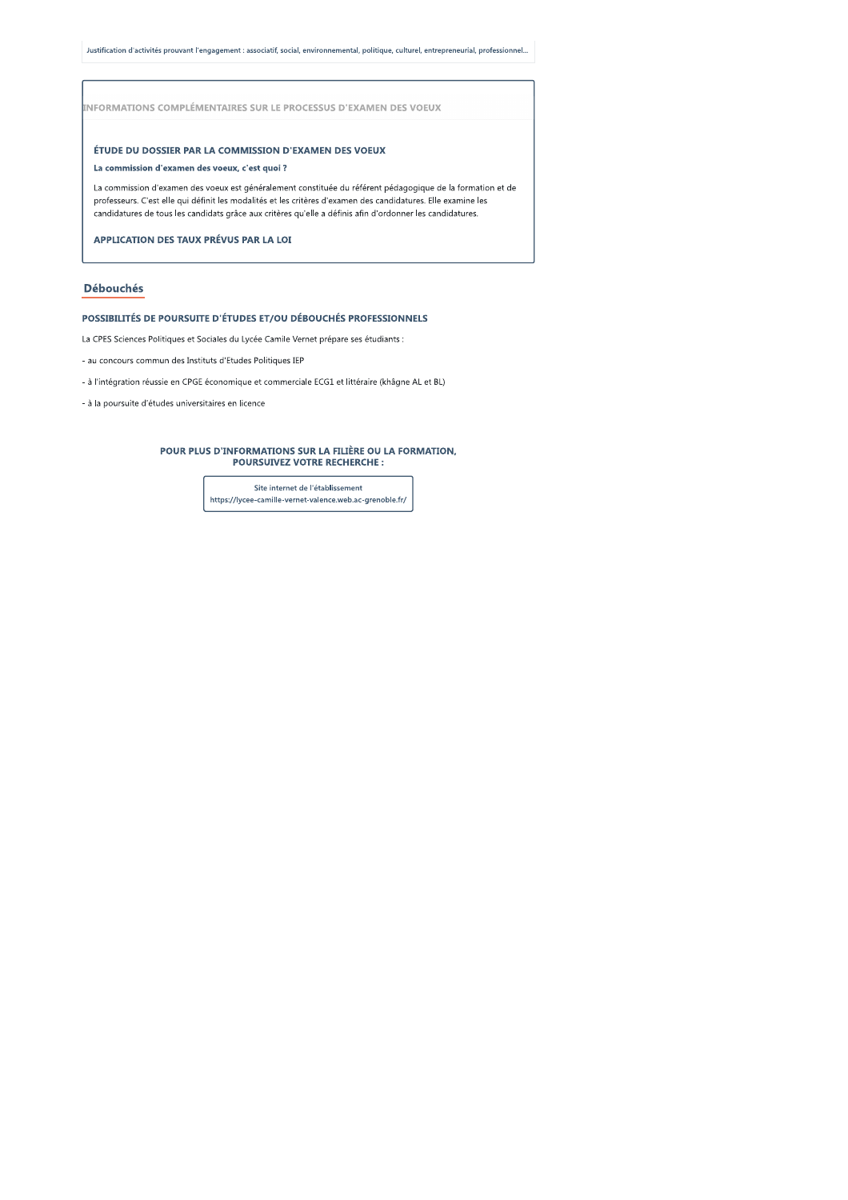Justification d'activités prouvant l'engagement : associatif, social, environnemental, politique, culturel, entrepreneurial, professionnel...

### INFORMATIONS COMPLÉMENTAIRES SUR LE PROCESSUS D'EXAMEN DES VOEUX

#### ÉTUDE DU DOSSIER PAR LA COMMISSION D'EXAMEN DES VOEUX

**La commission d'examen des voeux, c'est quoi ?**

La commission d'examen des voeux est généralement constituée du référent pédagogique de la formation et de professeurs. C'est elle qui définit les modalités et les critères d'examen des candidatures. Elle examine les candidatures de tous les candidats grâce aux critères qu'elle a définis afin d'ordonner les candidatures.

#### APPLICATION DES TAUX PRÉVUS PAR LA LOI

## Débouchés

### POSSIBILITÉS DE POURSUITE D'ÉTUDES ET/OU DÉBOUCHÉS PROFESSIONNELS

La CPES Sciences Politiques et Sociales du Lycée Camile Vernet prépare ses étudiants :

- au concours commun des Instituts d'Etudes Politiques IEP
- à l'intégration réussie en CPGE économique et commerciale ECG1 et littéraire (khâgne AL et BL)
- à la poursuite d'études universitaires en licence

**POUR PLUS D'INFORMATIONS SUR LA FILIÈRE OU LA FORMATION, POURSUIVEZ VOTRE RECHERCHE :**

Site internet de l'établissement
https://lycee-camille-vernet-valence.web.ac-grenoble.fr/